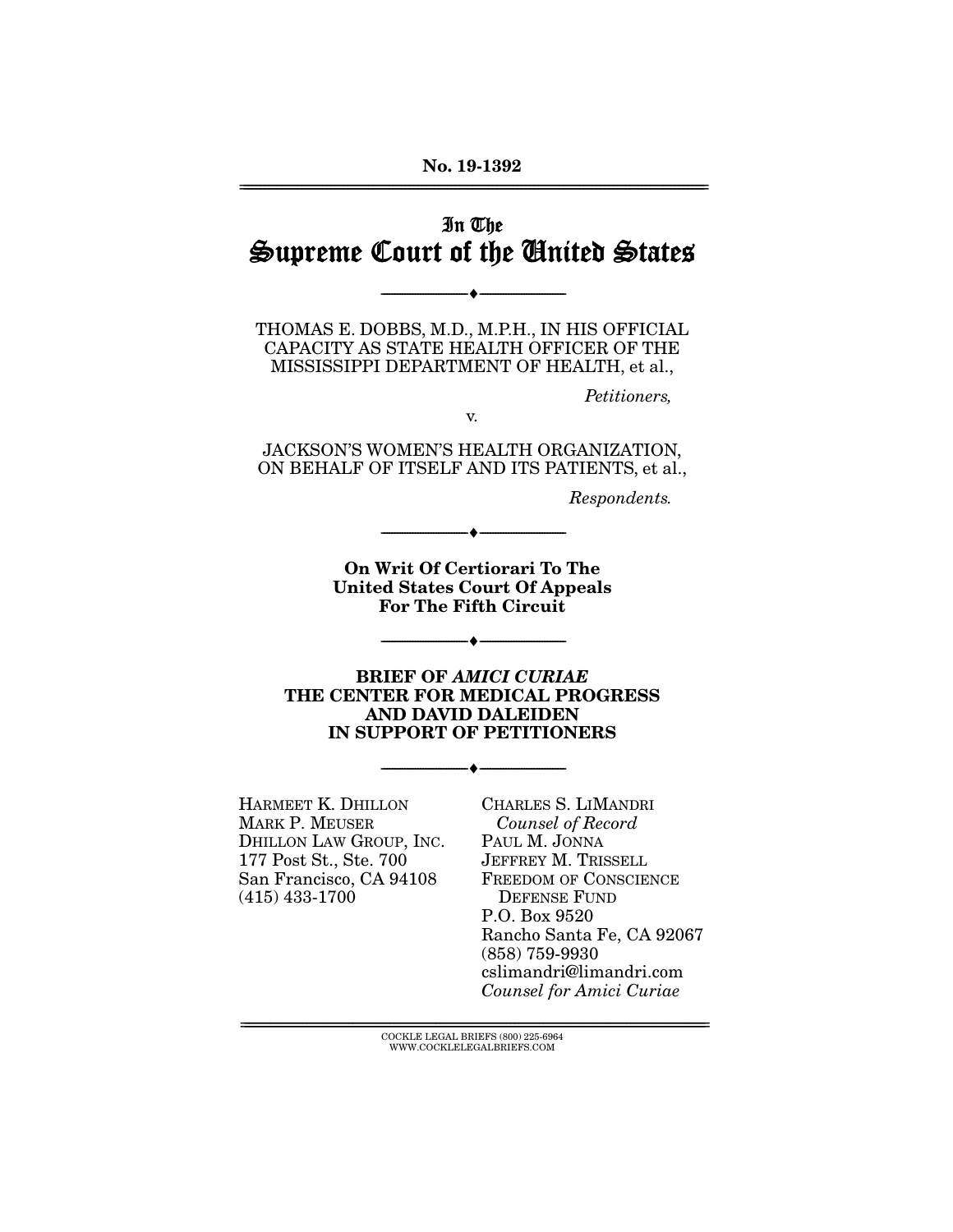No. 19-1392

# In The Supreme Court of the United States

---

THOMAS E. DOBBS, M.D., M.P.H., IN HIS OFFICIAL CAPACITY AS STATE HEALTH OFFICER OF THE MISSISSIPPI DEPARTMENT OF HEALTH, et al.,

*Petitioners,*

v.

JACKSON'S WOMEN'S HEALTH ORGANIZATION, ON BEHALF OF ITSELF AND ITS PATIENTS, et al.,

*Respondents.*

---

**On Writ Of Certiorari To The United States Court Of Appeals For The Fifth Circuit**

---

**BRIEF OF *AMICI CURIAE* THE CENTER FOR MEDICAL PROGRESS AND DAVID DALEIDEN IN SUPPORT OF PETITIONERS**

---

HARMEET K. DHILLON
MARK P. MEUSER
DHILLON LAW GROUP, INC.
177 Post St., Ste. 700
San Francisco, CA 94108
(415) 433-1700

CHARLES S. LIMANDRI
*Counsel of Record*
PAUL M. JONNA
JEFFREY M. TRISSELL
FREEDOM OF CONSCIENCE DEFENSE FUND
P.O. Box 9520
Rancho Santa Fe, CA 92067
(858) 759-9930
cslimandri@limandri.com
*Counsel for Amici Curiae*

COCKLE LEGAL BRIEFS (800) 225-6964
WWW.COCKLELEGALBRIEFS.COM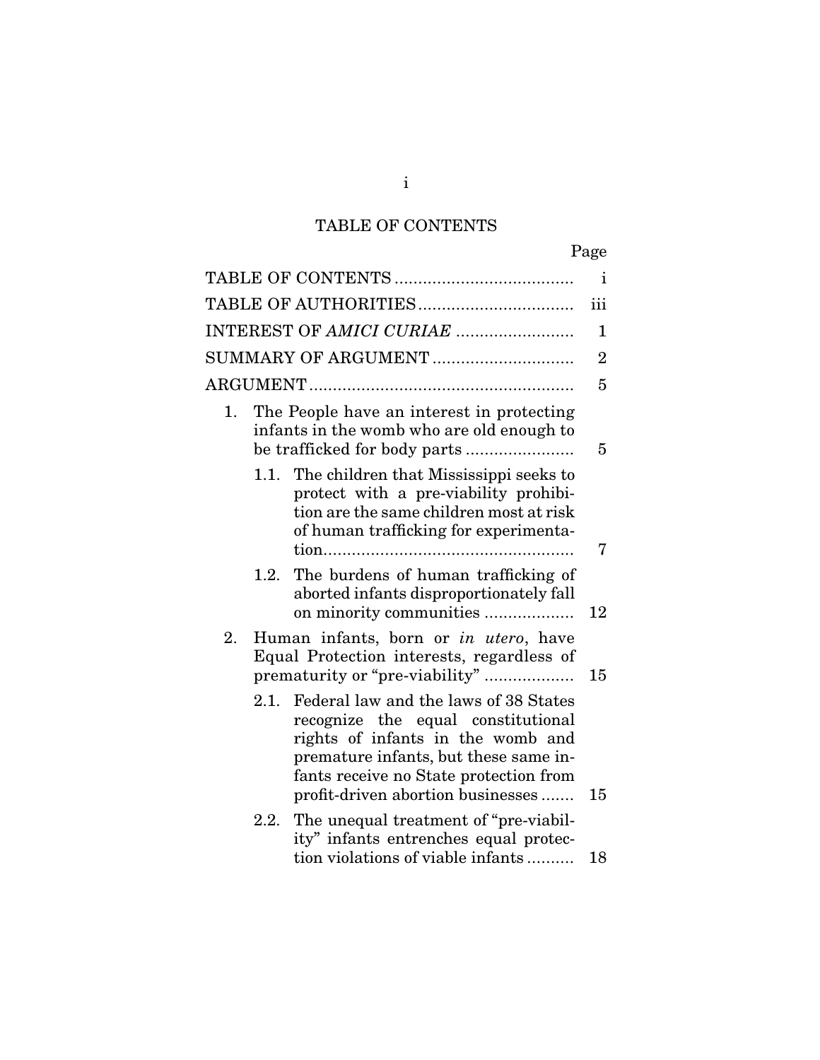# TABLE OF CONTENTS

| | Page |
|---|---|
| TABLE OF CONTENTS | i |
| TABLE OF AUTHORITIES | iii |
| INTEREST OF *AMICI CURIAE* | 1 |
| SUMMARY OF ARGUMENT | 2 |
| ARGUMENT | 5 |
| 1. The People have an interest in protecting infants in the womb who are old enough to be trafficked for body parts | 5 |
| 1.1. The children that Mississippi seeks to protect with a pre-viability prohibition are the same children most at risk of human trafficking for experimentation | 7 |
| 1.2. The burdens of human trafficking of aborted infants disproportionately fall on minority communities | 12 |
| 2. Human infants, born or *in utero*, have Equal Protection interests, regardless of prematurity or "pre-viability" | 15 |
| 2.1. Federal law and the laws of 38 States recognize the equal constitutional rights of infants in the womb and premature infants, but these same infants receive no State protection from profit-driven abortion businesses | 15 |
| 2.2. The unequal treatment of "pre-viability" infants entrenches equal protection violations of viable infants | 18 |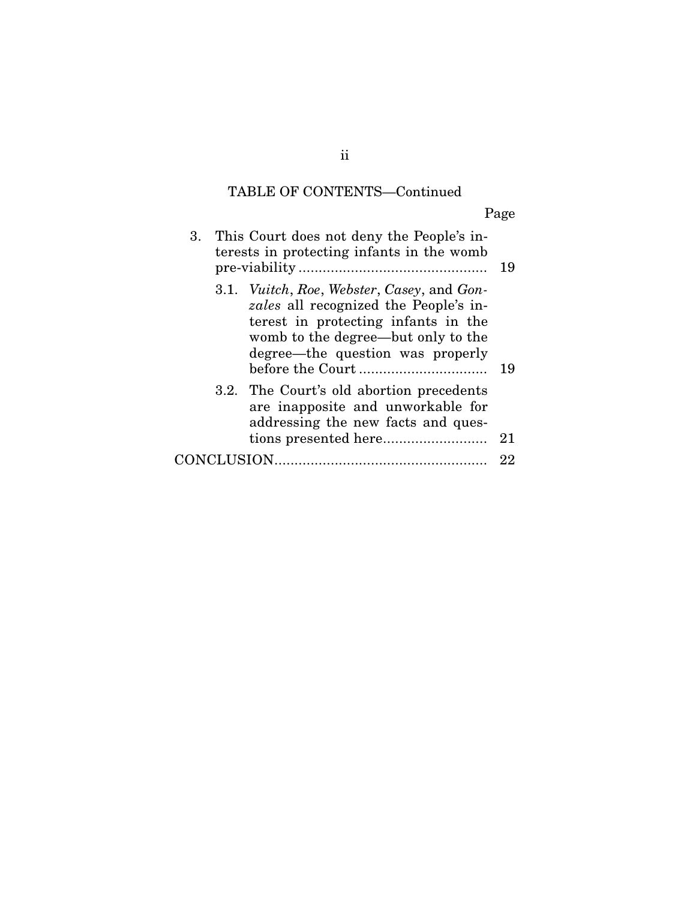TABLE OF CONTENTS—Continued

| | Page |
|---|---|
| 3. This Court does not deny the People's interests in protecting infants in the womb pre-viability | 19 |
| 3.1. *Vuitch*, *Roe*, *Webster*, *Casey*, and *Gonzales* all recognized the People's interest in protecting infants in the womb to the degree—but only to the degree—the question was properly before the Court | 19 |
| 3.2. The Court's old abortion precedents are inapposite and unworkable for addressing the new facts and questions presented here | 21 |
| CONCLUSION | 22 |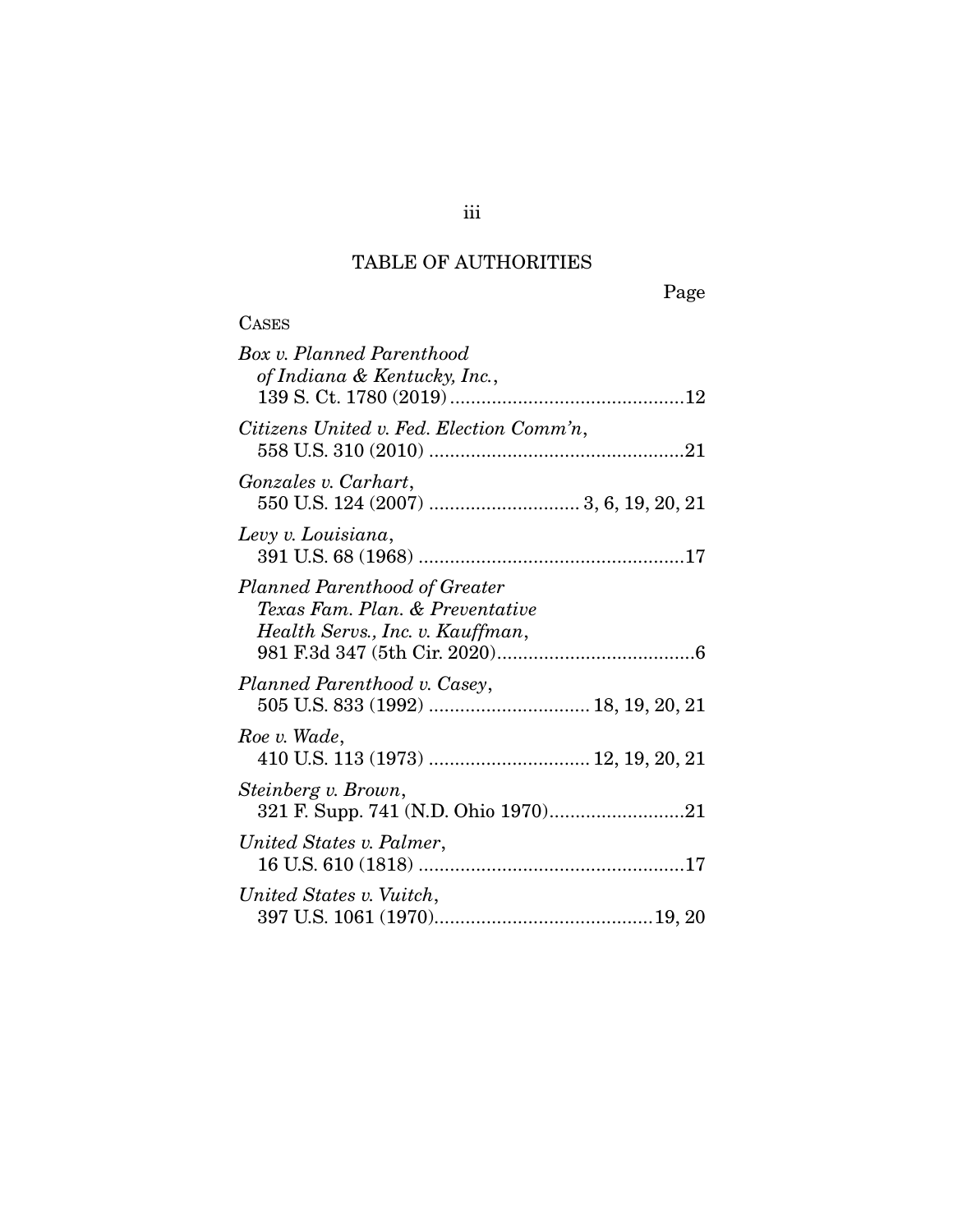## TABLE OF AUTHORITIES

Page

CASES

*Box v. Planned Parenthood of Indiana & Kentucky, Inc.*, 139 S. Ct. 1780 (2019) .............................................12

*Citizens United v. Fed. Election Comm'n*, 558 U.S. 310 (2010) .................................................21

*Gonzales v. Carhart*, 550 U.S. 124 (2007) ............................. 3, 6, 19, 20, 21

*Levy v. Louisiana*, 391 U.S. 68 (1968) ...................................................17

*Planned Parenthood of Greater Texas Fam. Plan. & Preventative Health Servs., Inc. v. Kauffman*, 981 F.3d 347 (5th Cir. 2020)......................................6

*Planned Parenthood v. Casey*, 505 U.S. 833 (1992) ............................... 18, 19, 20, 21

*Roe v. Wade*, 410 U.S. 113 (1973) ............................... 12, 19, 20, 21

*Steinberg v. Brown*, 321 F. Supp. 741 (N.D. Ohio 1970)..........................21

*United States v. Palmer*, 16 U.S. 610 (1818) ....................................................17

*United States v. Vuitch*, 397 U.S. 1061 (1970)..........................................19, 20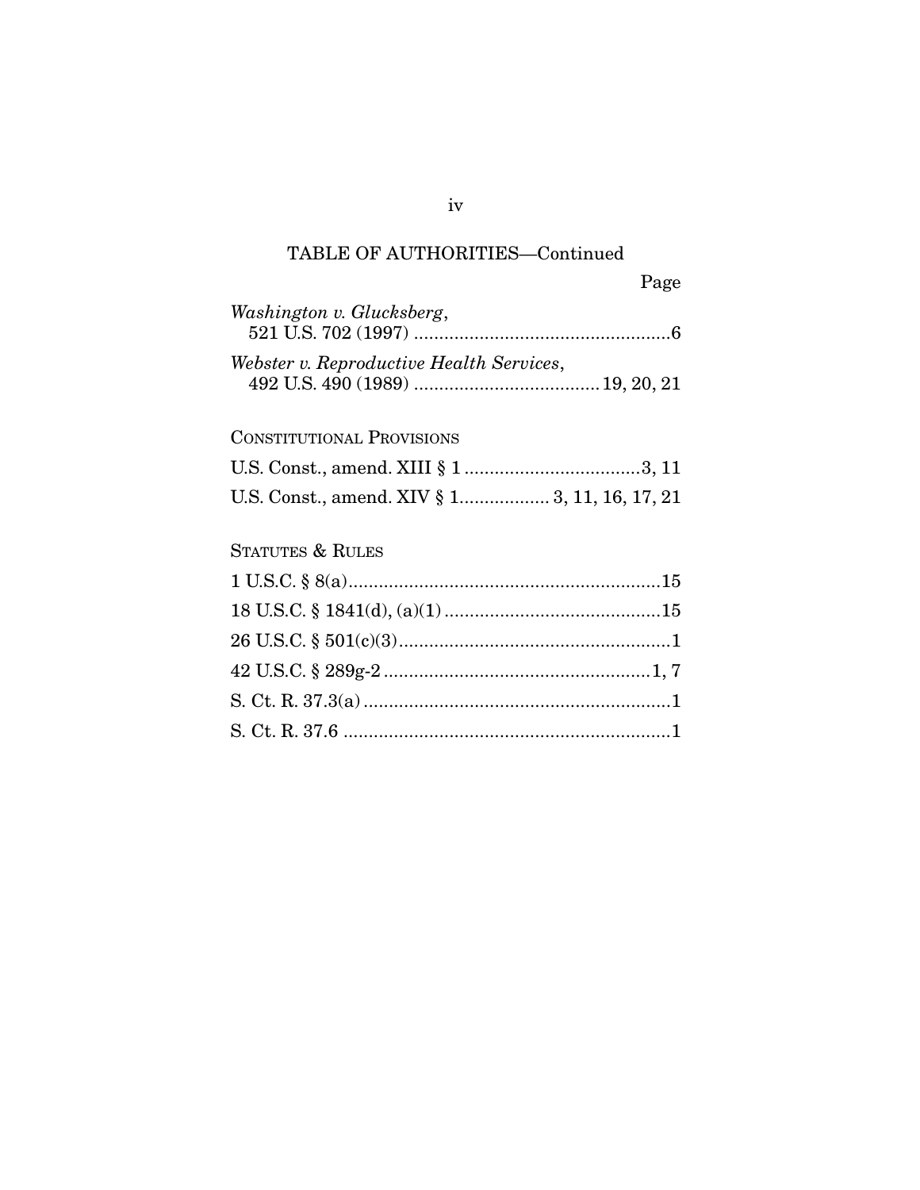TABLE OF AUTHORITIES—Continued

Page

*Washington v. Glucksberg*,
521 U.S. 702 (1997) ....................................................6

*Webster v. Reproductive Health Services*,
492 U.S. 490 (1989) .....................................19, 20, 21

CONSTITUTIONAL PROVISIONS

U.S. Const., amend. XIII § 1 ...................................3, 11

U.S. Const., amend. XIV § 1.................. 3, 11, 16, 17, 21

STATUTES & RULES

1 U.S.C. § 8(a)..............................................................15

18 U.S.C. § 1841(d), (a)(1) ...........................................15

26 U.S.C. § 501(c)(3)......................................................1

42 U.S.C. § 289g-2 .....................................................1, 7

S. Ct. R. 37.3(a) .............................................................1

S. Ct. R. 37.6 .................................................................1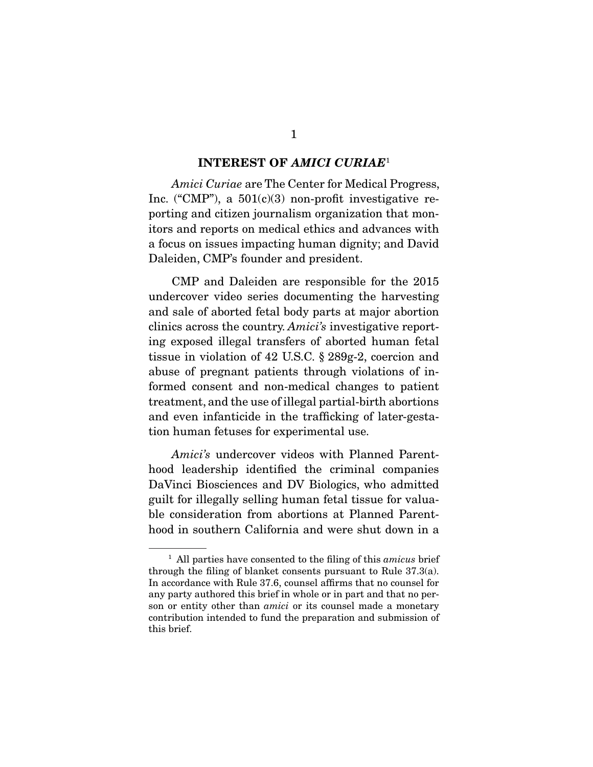## INTEREST OF *AMICI CURIAE*[1]

*Amici Curiae* are The Center for Medical Progress, Inc. ("CMP"), a 501(c)(3) non-profit investigative reporting and citizen journalism organization that monitors and reports on medical ethics and advances with a focus on issues impacting human dignity; and David Daleiden, CMP's founder and president.

CMP and Daleiden are responsible for the 2015 undercover video series documenting the harvesting and sale of aborted fetal body parts at major abortion clinics across the country. *Amici's* investigative reporting exposed illegal transfers of aborted human fetal tissue in violation of 42 U.S.C. § 289g-2, coercion and abuse of pregnant patients through violations of informed consent and non-medical changes to patient treatment, and the use of illegal partial-birth abortions and even infanticide in the trafficking of later-gestation human fetuses for experimental use.

*Amici's* undercover videos with Planned Parenthood leadership identified the criminal companies DaVinci Biosciences and DV Biologics, who admitted guilt for illegally selling human fetal tissue for valuable consideration from abortions at Planned Parenthood in southern California and were shut down in a

[1] All parties have consented to the filing of this *amicus* brief through the filing of blanket consents pursuant to Rule 37.3(a). In accordance with Rule 37.6, counsel affirms that no counsel for any party authored this brief in whole or in part and that no person or entity other than *amici* or its counsel made a monetary contribution intended to fund the preparation and submission of this brief.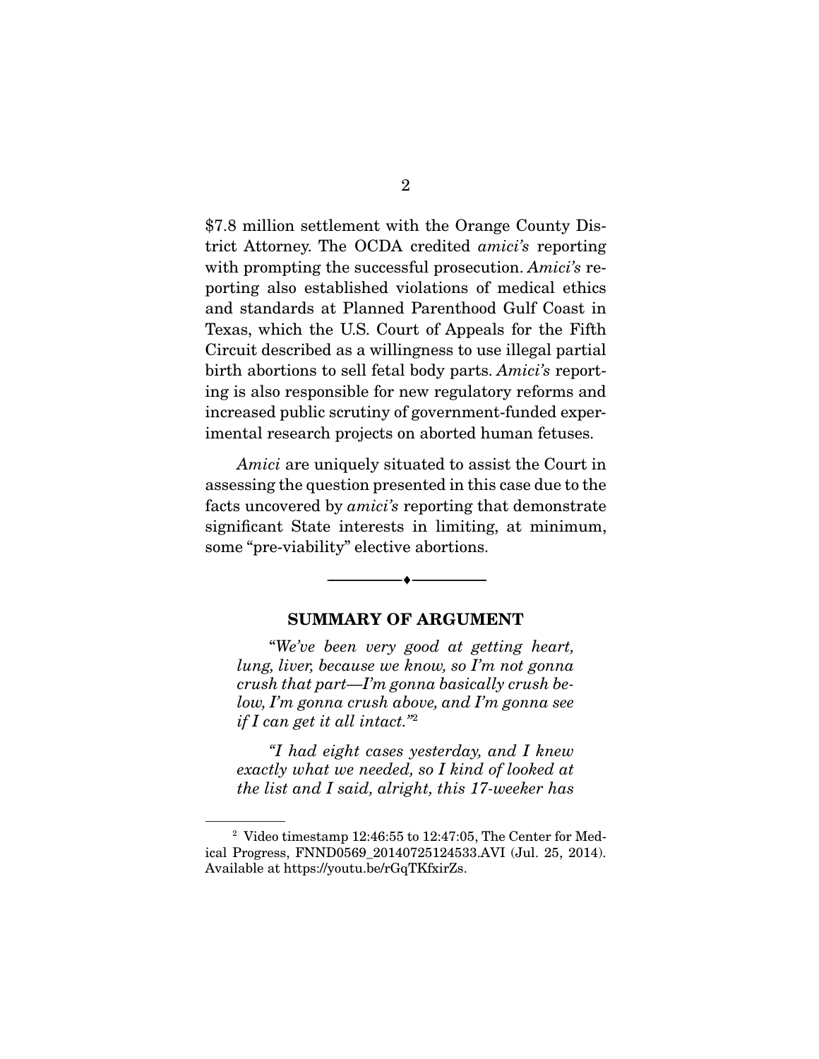$7.8 million settlement with the Orange County District Attorney. The OCDA credited *amici's* reporting with prompting the successful prosecution. *Amici's* reporting also established violations of medical ethics and standards at Planned Parenthood Gulf Coast in Texas, which the U.S. Court of Appeals for the Fifth Circuit described as a willingness to use illegal partial birth abortions to sell fetal body parts. *Amici's* reporting is also responsible for new regulatory reforms and increased public scrutiny of government-funded experimental research projects on aborted human fetuses.

*Amici* are uniquely situated to assist the Court in assessing the question presented in this case due to the facts uncovered by *amici's* reporting that demonstrate significant State interests in limiting, at minimum, some "pre-viability" elective abortions.

---

## SUMMARY OF ARGUMENT

> *"We've been very good at getting heart, lung, liver, because we know, so I'm not gonna crush that part—I'm gonna basically crush below, I'm gonna crush above, and I'm gonna see if I can get it all intact."*[2]

> *"I had eight cases yesterday, and I knew exactly what we needed, so I kind of looked at the list and I said, alright, this 17-weeker has*

---

[2] Video timestamp 12:46:55 to 12:47:05, The Center for Medical Progress, FNND0569_20140725124533.AVI (Jul. 25, 2014). Available at https://youtu.be/rGqTKfxirZs.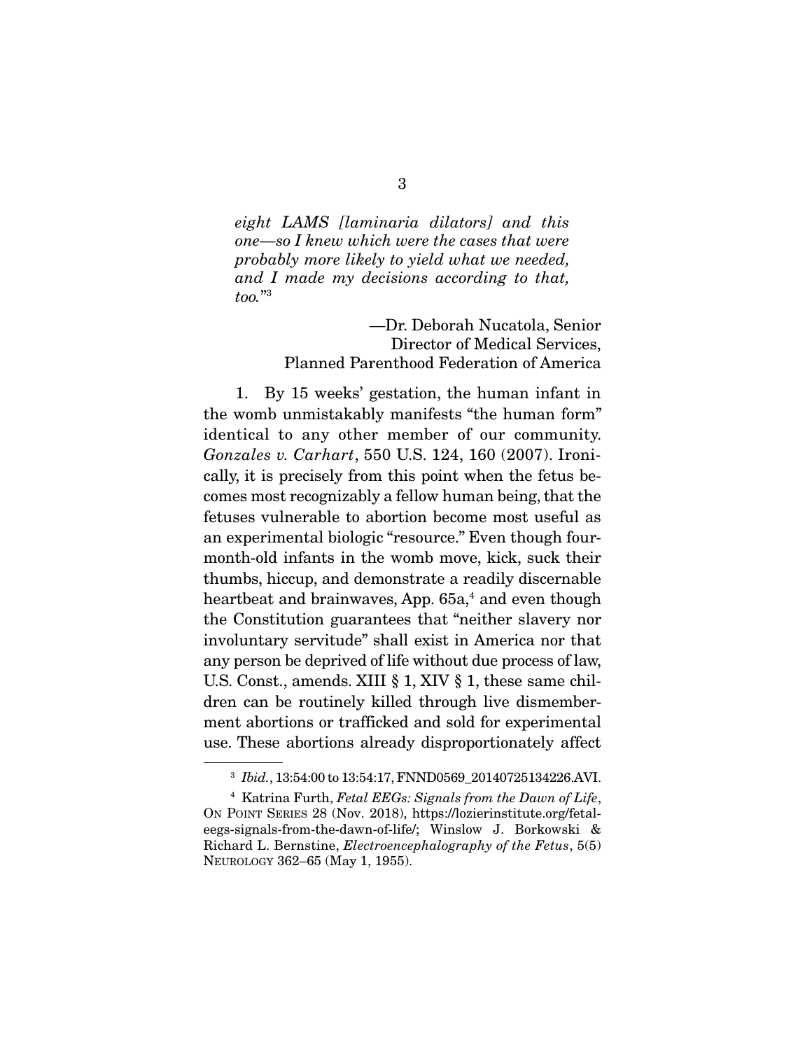*eight LAMS [laminaria dilators] and this one—so I knew which were the cases that were probably more likely to yield what we needed, and I made my decisions according to that, too.*"[3]

—Dr. Deborah Nucatola, Senior Director of Medical Services, Planned Parenthood Federation of America

1. By 15 weeks' gestation, the human infant in the womb unmistakably manifests "the human form" identical to any other member of our community. *Gonzales v. Carhart*, 550 U.S. 124, 160 (2007). Ironically, it is precisely from this point when the fetus becomes most recognizably a fellow human being, that the fetuses vulnerable to abortion become most useful as an experimental biologic "resource." Even though four-month-old infants in the womb move, kick, suck their thumbs, hiccup, and demonstrate a readily discernable heartbeat and brainwaves, App. 65a,[4] and even though the Constitution guarantees that "neither slavery nor involuntary servitude" shall exist in America nor that any person be deprived of life without due process of law, U.S. Const., amends. XIII § 1, XIV § 1, these same children can be routinely killed through live dismemberment abortions or trafficked and sold for experimental use. These abortions already disproportionately affect

---

[3] *Ibid.*, 13:54:00 to 13:54:17, FNND0569_20140725134226.AVI.

[4] Katrina Furth, *Fetal EEGs: Signals from the Dawn of Life*, ON POINT SERIES 28 (Nov. 2018), https://lozierinstitute.org/fetal-eegs-signals-from-the-dawn-of-life/; Winslow J. Borkowski & Richard L. Bernstine, *Electroencephalography of the Fetus*, 5(5) NEUROLOGY 362–65 (May 1, 1955).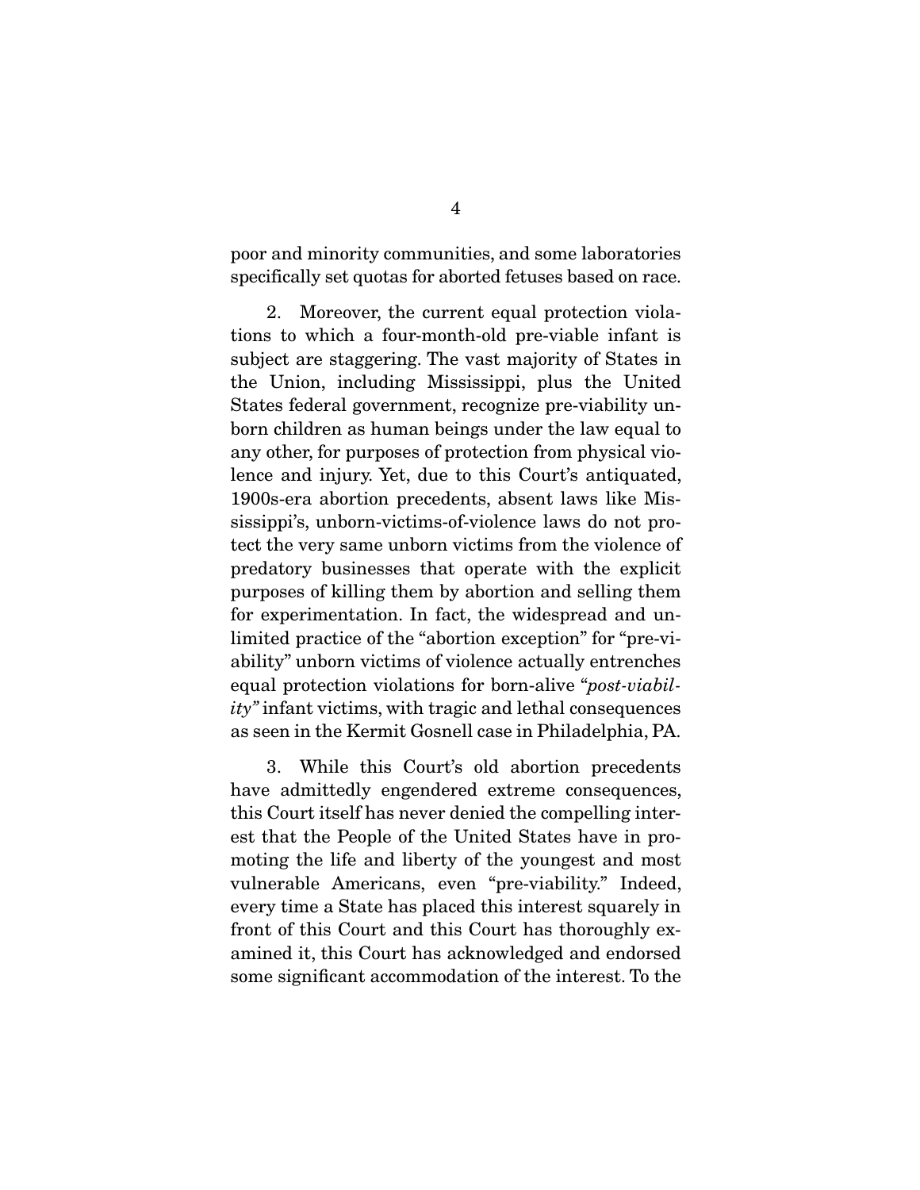poor and minority communities, and some laboratories specifically set quotas for aborted fetuses based on race.

2. Moreover, the current equal protection violations to which a four-month-old pre-viable infant is subject are staggering. The vast majority of States in the Union, including Mississippi, plus the United States federal government, recognize pre-viability unborn children as human beings under the law equal to any other, for purposes of protection from physical violence and injury. Yet, due to this Court's antiquated, 1900s-era abortion precedents, absent laws like Mississippi's, unborn-victims-of-violence laws do not protect the very same unborn victims from the violence of predatory businesses that operate with the explicit purposes of killing them by abortion and selling them for experimentation. In fact, the widespread and unlimited practice of the "abortion exception" for "pre-viability" unborn victims of violence actually entrenches equal protection violations for born-alive "*post-viability*" infant victims, with tragic and lethal consequences as seen in the Kermit Gosnell case in Philadelphia, PA.

3. While this Court's old abortion precedents have admittedly engendered extreme consequences, this Court itself has never denied the compelling interest that the People of the United States have in promoting the life and liberty of the youngest and most vulnerable Americans, even "pre-viability." Indeed, every time a State has placed this interest squarely in front of this Court and this Court has thoroughly examined it, this Court has acknowledged and endorsed some significant accommodation of the interest. To the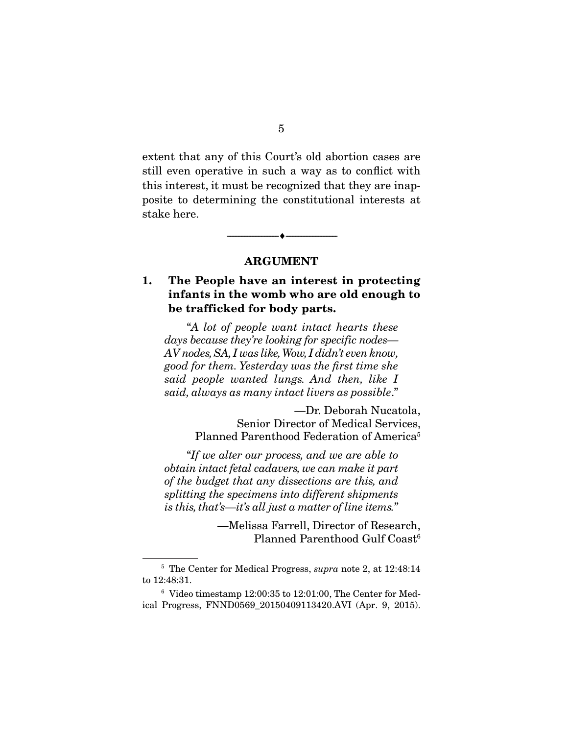extent that any of this Court's old abortion cases are still even operative in such a way as to conflict with this interest, it must be recognized that they are inapposite to determining the constitutional interests at stake here.

---

## ARGUMENT

### 1. The People have an interest in protecting infants in the womb who are old enough to be trafficked for body parts.

> *"A lot of people want intact hearts these days because they're looking for specific nodes—AV nodes, SA, I was like, Wow, I didn't even know, good for them. Yesterday was the first time she said people wanted lungs. And then, like I said, always as many intact livers as possible."*
>
> —Dr. Deborah Nucatola,
> Senior Director of Medical Services,
> Planned Parenthood Federation of America[5]

> *"If we alter our process, and we are able to obtain intact fetal cadavers, we can make it part of the budget that any dissections are this, and splitting the specimens into different shipments is this, that's—it's all just a matter of line items."*
>
> —Melissa Farrell, Director of Research,
> Planned Parenthood Gulf Coast[6]

---

[5] The Center for Medical Progress, *supra* note 2, at 12:48:14 to 12:48:31.

[6] Video timestamp 12:00:35 to 12:01:00, The Center for Medical Progress, FNND0569_20150409113420.AVI (Apr. 9, 2015).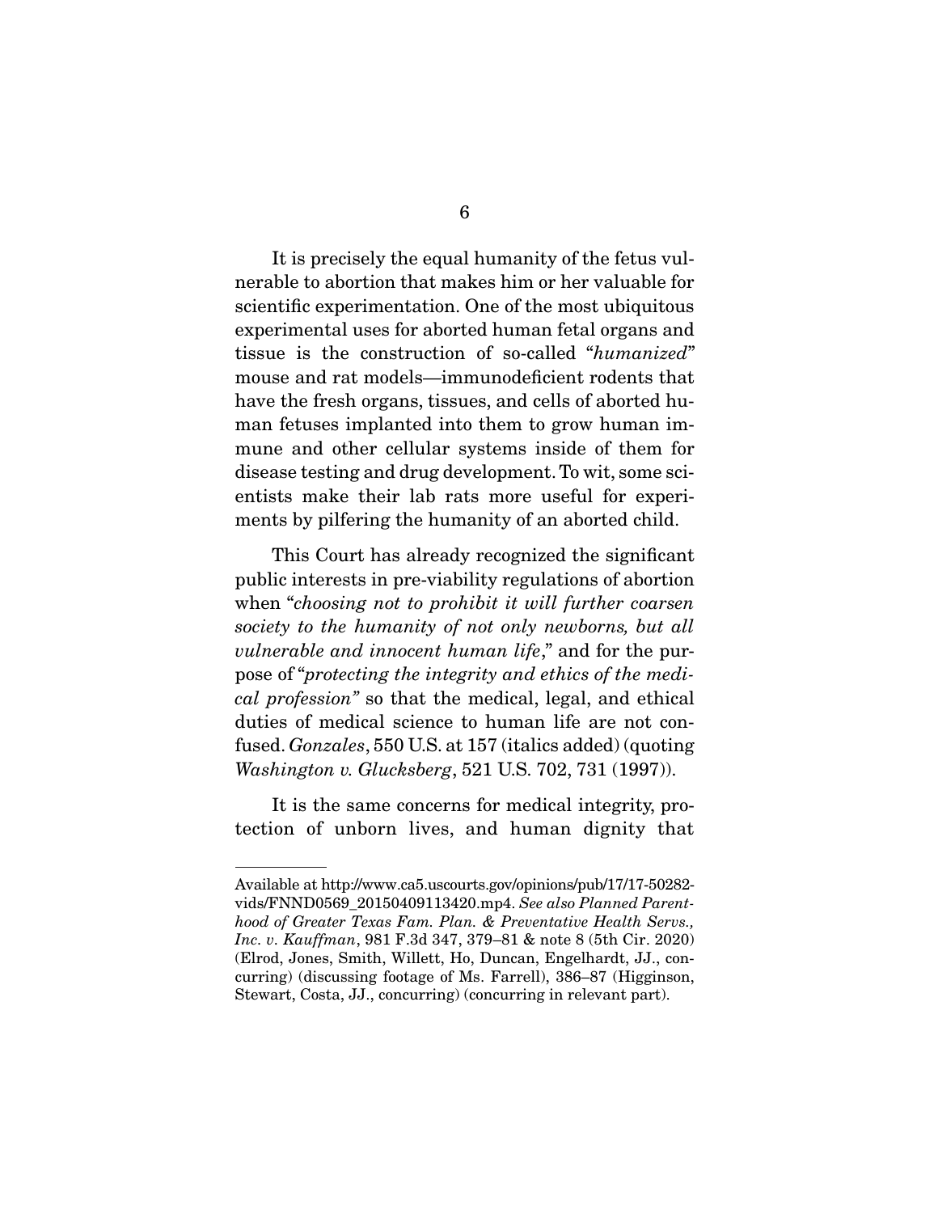It is precisely the equal humanity of the fetus vulnerable to abortion that makes him or her valuable for scientific experimentation. One of the most ubiquitous experimental uses for aborted human fetal organs and tissue is the construction of so-called "*humanized*" mouse and rat models—immunodeficient rodents that have the fresh organs, tissues, and cells of aborted human fetuses implanted into them to grow human immune and other cellular systems inside of them for disease testing and drug development. To wit, some scientists make their lab rats more useful for experiments by pilfering the humanity of an aborted child.

This Court has already recognized the significant public interests in pre-viability regulations of abortion when "*choosing not to prohibit it will further coarsen society to the humanity of not only newborns, but all vulnerable and innocent human life*," and for the purpose of "*protecting the integrity and ethics of the medical profession*" so that the medical, legal, and ethical duties of medical science to human life are not confused. *Gonzales*, 550 U.S. at 157 (italics added) (quoting *Washington v. Glucksberg*, 521 U.S. 702, 731 (1997)).

It is the same concerns for medical integrity, protection of unborn lives, and human dignity that

---

Available at http://www.ca5.uscourts.gov/opinions/pub/17/17-50282-vids/FNND0569_20150409113420.mp4. *See also Planned Parenthood of Greater Texas Fam. Plan. & Preventative Health Servs., Inc. v. Kauffman*, 981 F.3d 347, 379–81 & note 8 (5th Cir. 2020) (Elrod, Jones, Smith, Willett, Ho, Duncan, Engelhardt, JJ., concurring) (discussing footage of Ms. Farrell), 386–87 (Higginson, Stewart, Costa, JJ., concurring) (concurring in relevant part).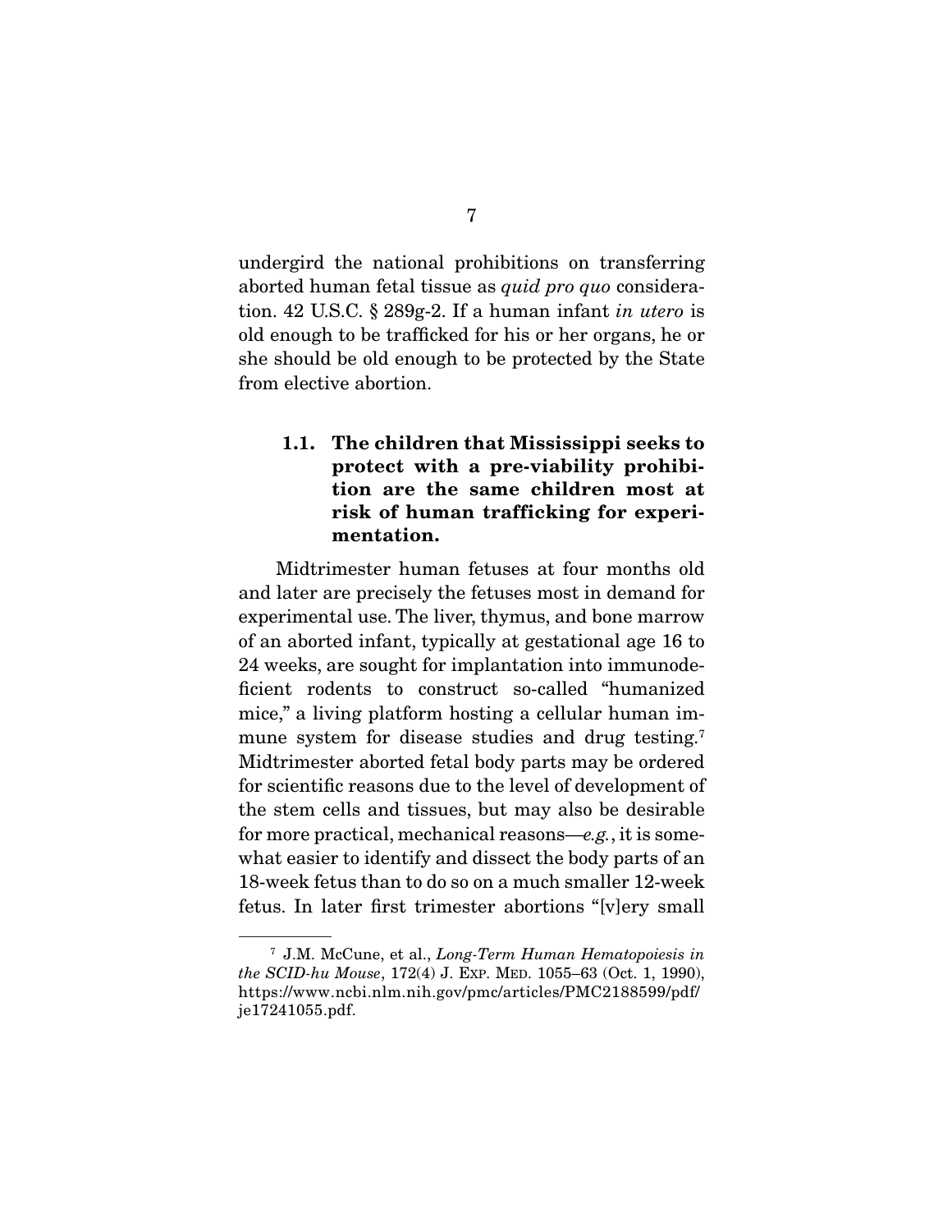undergird the national prohibitions on transferring aborted human fetal tissue as *quid pro quo* consideration. 42 U.S.C. § 289g-2. If a human infant *in utero* is old enough to be trafficked for his or her organs, he or she should be old enough to be protected by the State from elective abortion.

### 1.1. The children that Mississippi seeks to protect with a pre-viability prohibition are the same children most at risk of human trafficking for experimentation.

Midtrimester human fetuses at four months old and later are precisely the fetuses most in demand for experimental use. The liver, thymus, and bone marrow of an aborted infant, typically at gestational age 16 to 24 weeks, are sought for implantation into immunodeficient rodents to construct so-called "humanized mice," a living platform hosting a cellular human immune system for disease studies and drug testing.[7] Midtrimester aborted fetal body parts may be ordered for scientific reasons due to the level of development of the stem cells and tissues, but may also be desirable for more practical, mechanical reasons—*e.g.*, it is somewhat easier to identify and dissect the body parts of an 18-week fetus than to do so on a much smaller 12-week fetus. In later first trimester abortions "[v]ery small

---

[7] J.M. McCune, et al., *Long-Term Human Hematopoiesis in the SCID-hu Mouse*, 172(4) J. EXP. MED. 1055–63 (Oct. 1, 1990), https://www.ncbi.nlm.nih.gov/pmc/articles/PMC2188599/pdf/je17241055.pdf.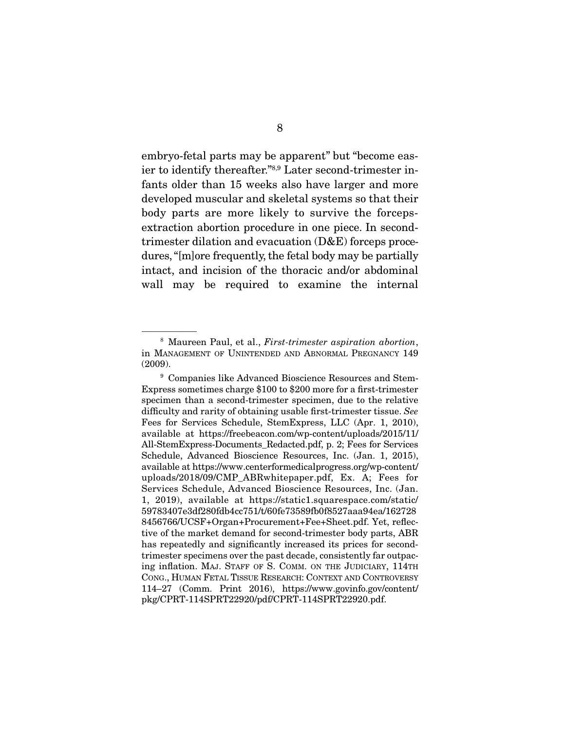embryo-fetal parts may be apparent" but "become easier to identify thereafter."[8,9] Later second-trimester infants older than 15 weeks also have larger and more developed muscular and skeletal systems so that their body parts are more likely to survive the forceps-extraction abortion procedure in one piece. In second-trimester dilation and evacuation (D&E) forceps procedures, "[m]ore frequently, the fetal body may be partially intact, and incision of the thoracic and/or abdominal wall may be required to examine the internal

---

[8] Maureen Paul, et al., *First-trimester aspiration abortion*, in MANAGEMENT OF UNINTENDED AND ABNORMAL PREGNANCY 149 (2009).

[9] Companies like Advanced Bioscience Resources and StemExpress sometimes charge $100 to $200 more for a first-trimester specimen than a second-trimester specimen, due to the relative difficulty and rarity of obtaining usable first-trimester tissue. *See* Fees for Services Schedule, StemExpress, LLC (Apr. 1, 2010), available at https://freebeacon.com/wp-content/uploads/2015/11/All-StemExpress-Documents_Redacted.pdf, p. 2; Fees for Services Schedule, Advanced Bioscience Resources, Inc. (Jan. 1, 2015), available at https://www.centerformedicalprogress.org/wp-content/uploads/2018/09/CMP_ABRwhitepaper.pdf, Ex. A; Fees for Services Schedule, Advanced Bioscience Resources, Inc. (Jan. 1, 2019), available at https://static1.squarespace.com/static/59783407e3df280fdb4cc751/t/60fe73589fb0f8527aaa94ea/1627288456766/UCSF+Organ+Procurement+Fee+Sheet.pdf. Yet, reflective of the market demand for second-trimester body parts, ABR has repeatedly and significantly increased its prices for second-trimester specimens over the past decade, consistently far outpacing inflation. MAJ. STAFF OF S. COMM. ON THE JUDICIARY, 114TH CONG., HUMAN FETAL TISSUE RESEARCH: CONTEXT AND CONTROVERSY 114–27 (Comm. Print 2016), https://www.govinfo.gov/content/pkg/CPRT-114SPRT22920/pdf/CPRT-114SPRT22920.pdf.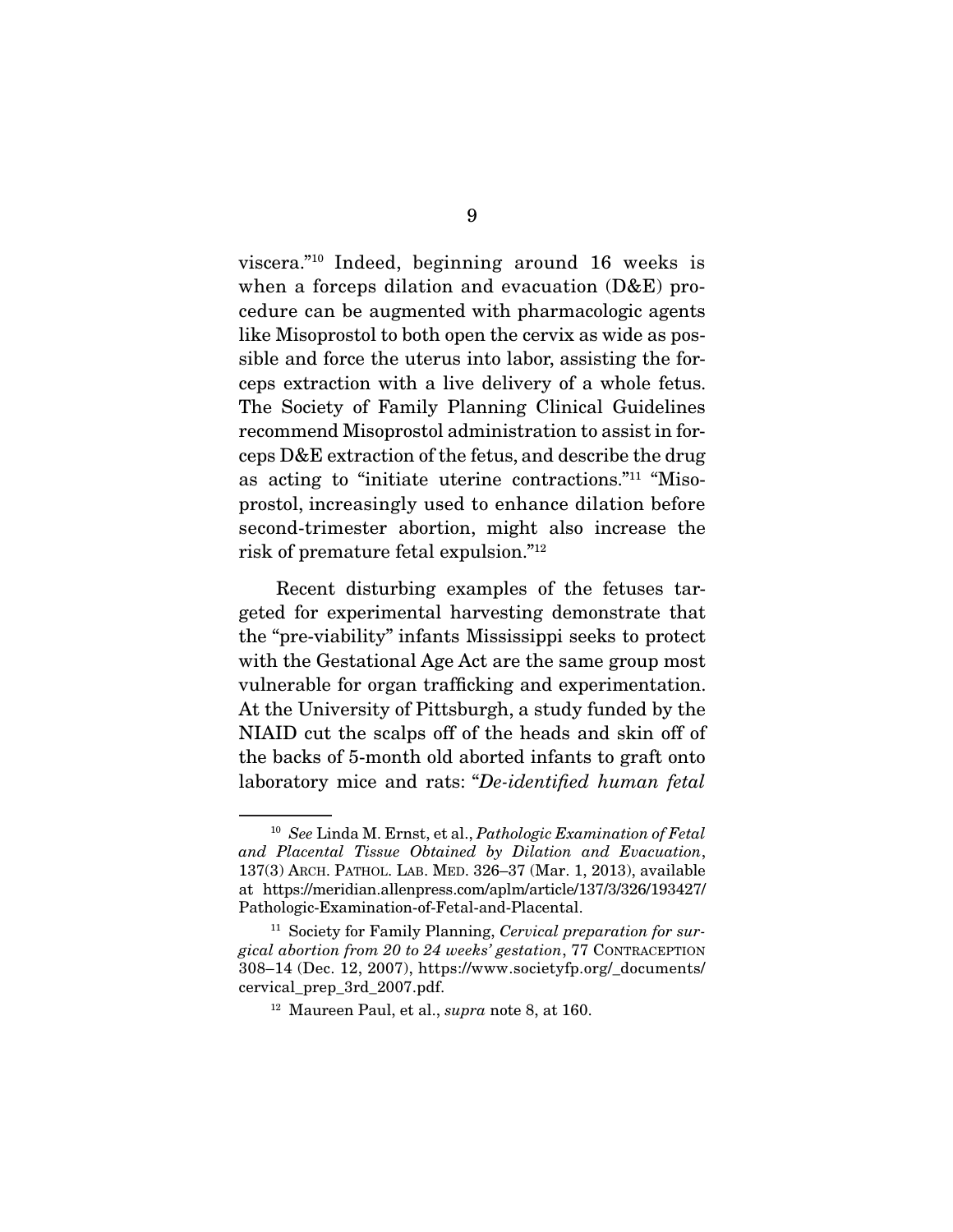viscera."[10] Indeed, beginning around 16 weeks is when a forceps dilation and evacuation (D&E) procedure can be augmented with pharmacologic agents like Misoprostol to both open the cervix as wide as possible and force the uterus into labor, assisting the forceps extraction with a live delivery of a whole fetus. The Society of Family Planning Clinical Guidelines recommend Misoprostol administration to assist in forceps D&E extraction of the fetus, and describe the drug as acting to "initiate uterine contractions."[11] "Misoprostol, increasingly used to enhance dilation before second-trimester abortion, might also increase the risk of premature fetal expulsion."[12]

Recent disturbing examples of the fetuses targeted for experimental harvesting demonstrate that the "pre-viability" infants Mississippi seeks to protect with the Gestational Age Act are the same group most vulnerable for organ trafficking and experimentation. At the University of Pittsburgh, a study funded by the NIAID cut the scalps off of the heads and skin off of the backs of 5-month old aborted infants to graft onto laboratory mice and rats: "*De-identified human fetal*

---

[10] *See* Linda M. Ernst, et al., *Pathologic Examination of Fetal and Placental Tissue Obtained by Dilation and Evacuation*, 137(3) ARCH. PATHOL. LAB. MED. 326–37 (Mar. 1, 2013), available at https://meridian.allenpress.com/aplm/article/137/3/326/193427/Pathologic-Examination-of-Fetal-and-Placental.

[11] Society for Family Planning, *Cervical preparation for surgical abortion from 20 to 24 weeks' gestation*, 77 CONTRACEPTION 308–14 (Dec. 12, 2007), https://www.societyfp.org/_documents/cervical_prep_3rd_2007.pdf.

[12] Maureen Paul, et al., *supra* note 8, at 160.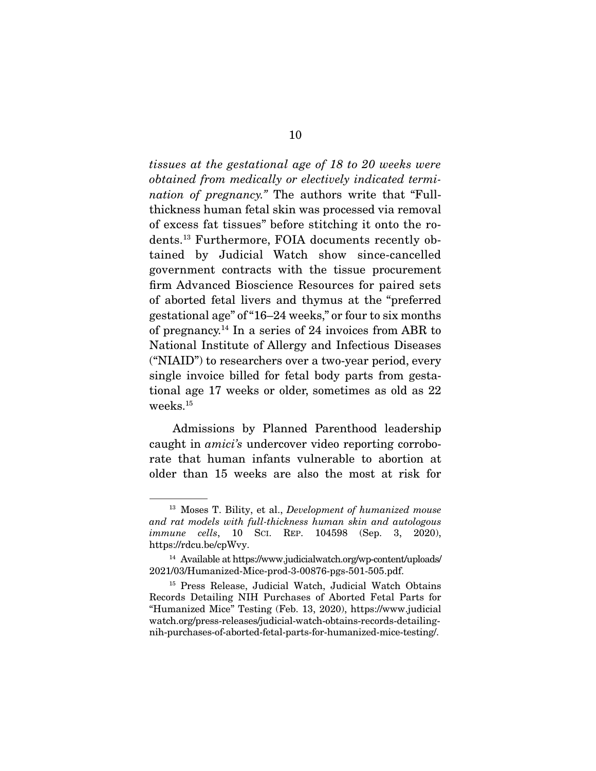*tissues at the gestational age of 18 to 20 weeks were obtained from medically or electively indicated termination of pregnancy."* The authors write that "Full-thickness human fetal skin was processed via removal of excess fat tissues" before stitching it onto the rodents.[13] Furthermore, FOIA documents recently obtained by Judicial Watch show since-cancelled government contracts with the tissue procurement firm Advanced Bioscience Resources for paired sets of aborted fetal livers and thymus at the "preferred gestational age" of "16–24 weeks," or four to six months of pregnancy.[14] In a series of 24 invoices from ABR to National Institute of Allergy and Infectious Diseases ("NIAID") to researchers over a two-year period, every single invoice billed for fetal body parts from gestational age 17 weeks or older, sometimes as old as 22 weeks.[15]

Admissions by Planned Parenthood leadership caught in *amici's* undercover video reporting corroborate that human infants vulnerable to abortion at older than 15 weeks are also the most at risk for

---

[13] Moses T. Bility, et al., *Development of humanized mouse and rat models with full-thickness human skin and autologous immune cells*, 10 SCI. REP. 104598 (Sep. 3, 2020), https://rdcu.be/cpWvy.

[14] Available at https://www.judicialwatch.org/wp-content/uploads/2021/03/Humanized-Mice-prod-3-00876-pgs-501-505.pdf.

[15] Press Release, Judicial Watch, Judicial Watch Obtains Records Detailing NIH Purchases of Aborted Fetal Parts for "Humanized Mice" Testing (Feb. 13, 2020), https://www.judicialwatch.org/press-releases/judicial-watch-obtains-records-detailing-nih-purchases-of-aborted-fetal-parts-for-humanized-mice-testing/.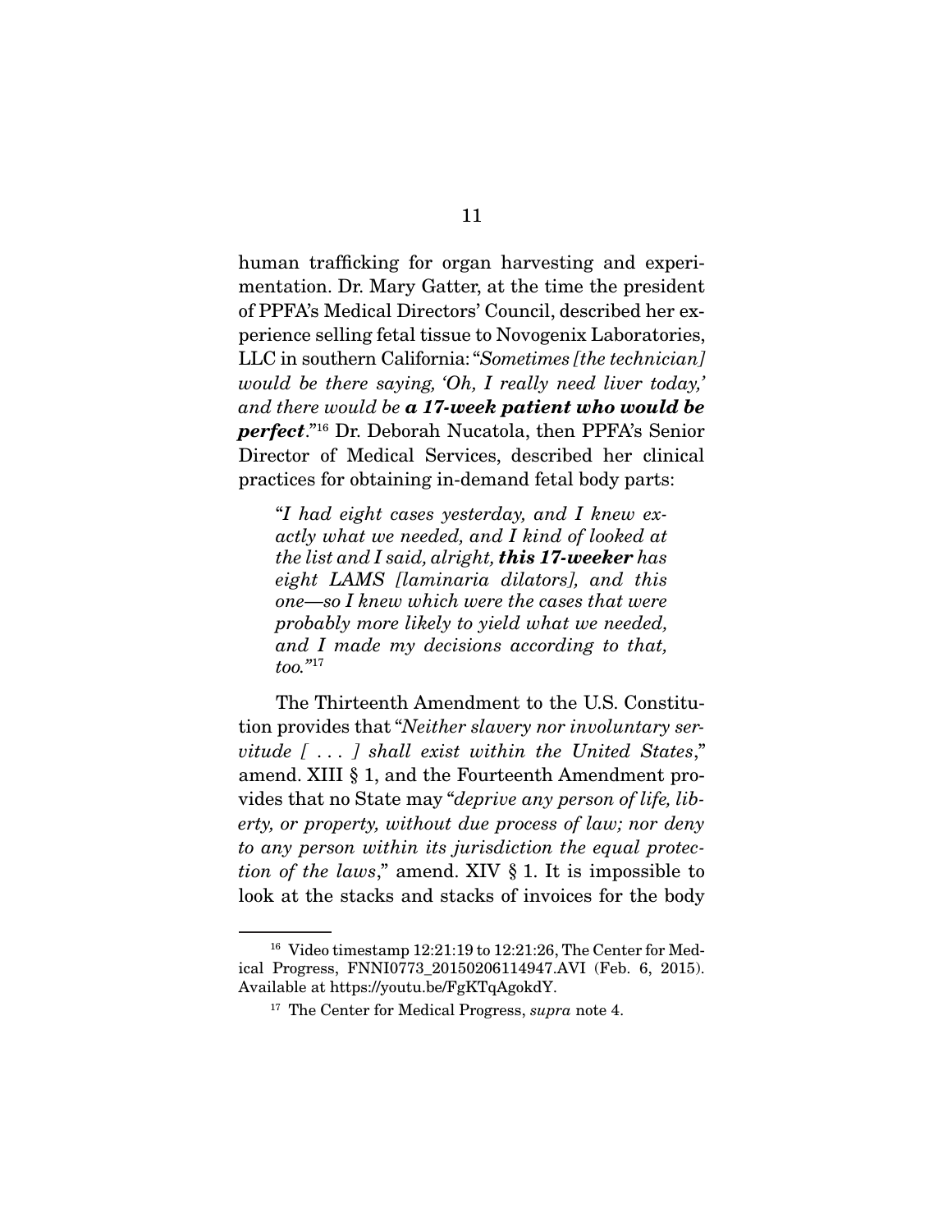human trafficking for organ harvesting and experimentation. Dr. Mary Gatter, at the time the president of PPFA's Medical Directors' Council, described her experience selling fetal tissue to Novogenix Laboratories, LLC in southern California: "*Sometimes [the technician] would be there saying, 'Oh, I really need liver today,' and there would be* ***a 17-week patient who would be perfect***."[16] Dr. Deborah Nucatola, then PPFA's Senior Director of Medical Services, described her clinical practices for obtaining in-demand fetal body parts:

> "*I had eight cases yesterday, and I knew exactly what we needed, and I kind of looked at the list and I said, alright,* ***this 17-weeker*** *has eight LAMS [laminaria dilators], and this one—so I knew which were the cases that were probably more likely to yield what we needed, and I made my decisions according to that, too.*"[17]

The Thirteenth Amendment to the U.S. Constitution provides that "*Neither slavery nor involuntary servitude [ . . . ] shall exist within the United States*," amend. XIII § 1, and the Fourteenth Amendment provides that no State may "*deprive any person of life, liberty, or property, without due process of law; nor deny to any person within its jurisdiction the equal protection of the laws*," amend. XIV § 1. It is impossible to look at the stacks and stacks of invoices for the body

---

[16] Video timestamp 12:21:19 to 12:21:26, The Center for Medical Progress, FNNI0773_20150206114947.AVI (Feb. 6, 2015). Available at https://youtu.be/FgKTqAgokdY.

[17] The Center for Medical Progress, *supra* note 4.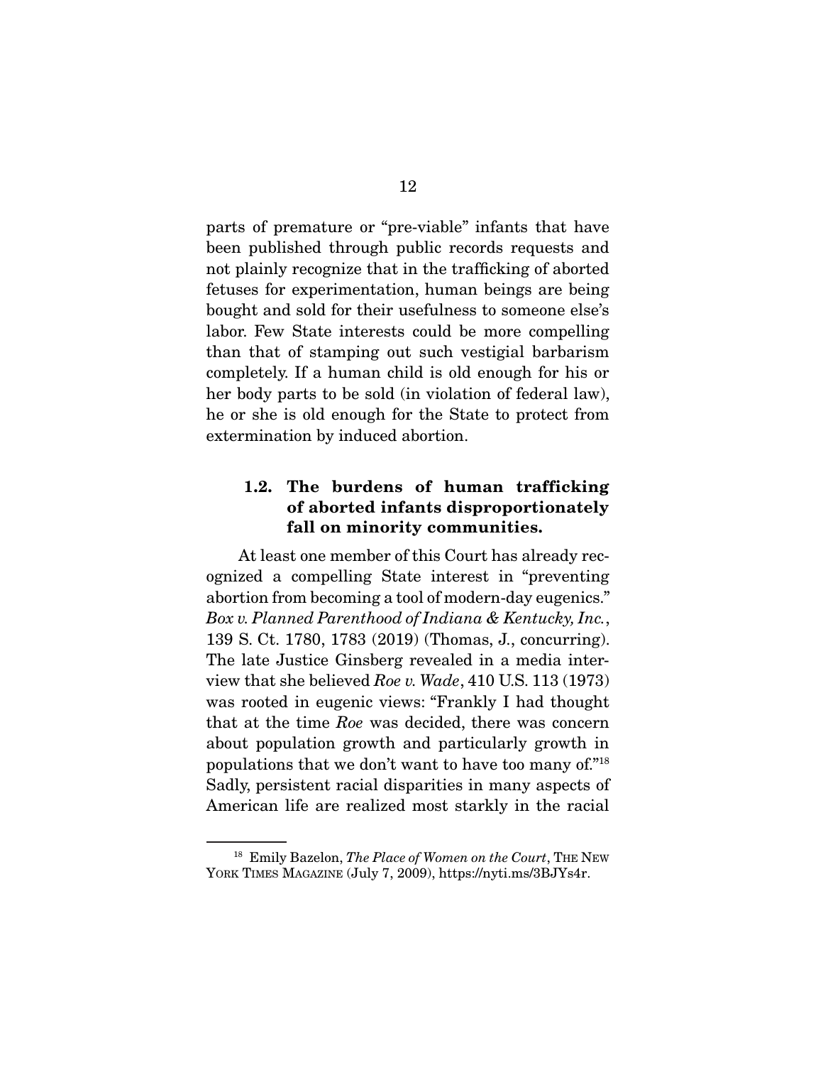parts of premature or "pre-viable" infants that have been published through public records requests and not plainly recognize that in the trafficking of aborted fetuses for experimentation, human beings are being bought and sold for their usefulness to someone else's labor. Few State interests could be more compelling than that of stamping out such vestigial barbarism completely. If a human child is old enough for his or her body parts to be sold (in violation of federal law), he or she is old enough for the State to protect from extermination by induced abortion.

### 1.2. The burdens of human trafficking of aborted infants disproportionately fall on minority communities.

At least one member of this Court has already recognized a compelling State interest in "preventing abortion from becoming a tool of modern-day eugenics." *Box v. Planned Parenthood of Indiana & Kentucky, Inc.*, 139 S. Ct. 1780, 1783 (2019) (Thomas, J., concurring). The late Justice Ginsberg revealed in a media interview that she believed *Roe v. Wade*, 410 U.S. 113 (1973) was rooted in eugenic views: "Frankly I had thought that at the time *Roe* was decided, there was concern about population growth and particularly growth in populations that we don't want to have too many of."[18] Sadly, persistent racial disparities in many aspects of American life are realized most starkly in the racial

---

[18] Emily Bazelon, *The Place of Women on the Court*, THE NEW YORK TIMES MAGAZINE (July 7, 2009), https://nyti.ms/3BJYs4r.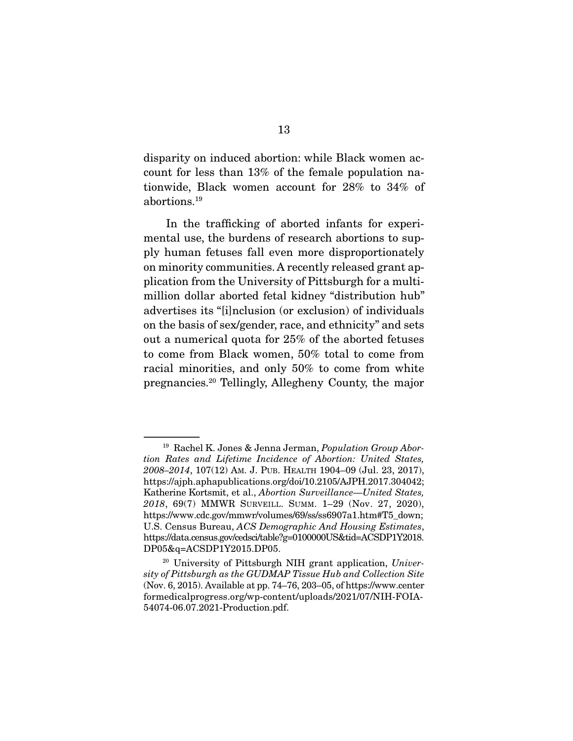disparity on induced abortion: while Black women account for less than 13% of the female population nationwide, Black women account for 28% to 34% of abortions.[19]

In the trafficking of aborted infants for experimental use, the burdens of research abortions to supply human fetuses fall even more disproportionately on minority communities. A recently released grant application from the University of Pittsburgh for a multimillion dollar aborted fetal kidney "distribution hub" advertises its "[i]nclusion (or exclusion) of individuals on the basis of sex/gender, race, and ethnicity" and sets out a numerical quota for 25% of the aborted fetuses to come from Black women, 50% total to come from racial minorities, and only 50% to come from white pregnancies.[20] Tellingly, Allegheny County, the major

---

[19] Rachel K. Jones & Jenna Jerman, *Population Group Abortion Rates and Lifetime Incidence of Abortion: United States, 2008–2014*, 107(12) AM. J. PUB. HEALTH 1904–09 (Jul. 23, 2017), https://ajph.aphapublications.org/doi/10.2105/AJPH.2017.304042; Katherine Kortsmit, et al., *Abortion Surveillance—United States, 2018*, 69(7) MMWR SURVEILL. SUMM. 1–29 (Nov. 27, 2020), https://www.cdc.gov/mmwr/volumes/69/ss/ss6907a1.htm#T5_down; U.S. Census Bureau, *ACS Demographic And Housing Estimates*, https://data.census.gov/cedsci/table?g=0100000US&tid=ACSDP1Y2018.DP05&q=ACSDP1Y2015.DP05.

[20] University of Pittsburgh NIH grant application, *University of Pittsburgh as the GUDMAP Tissue Hub and Collection Site* (Nov. 6, 2015). Available at pp. 74–76, 203–05, of https://www.centerformedicalprogress.org/wp-content/uploads/2021/07/NIH-FOIA-54074-06.07.2021-Production.pdf.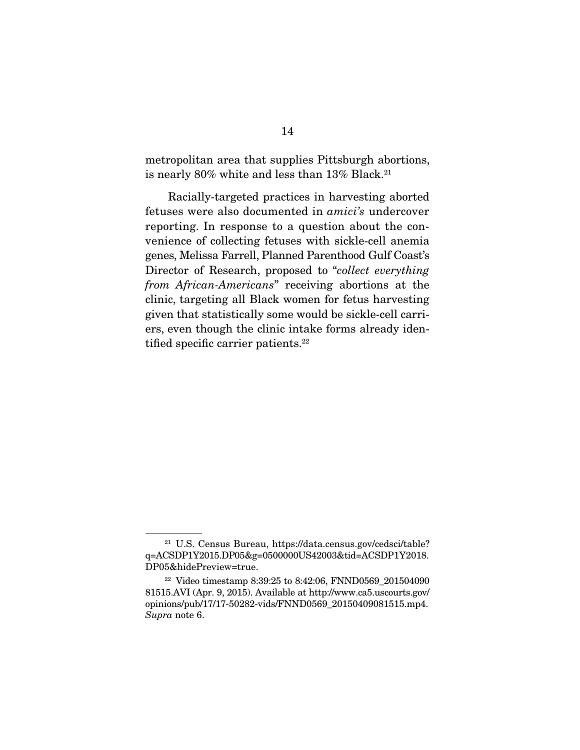metropolitan area that supplies Pittsburgh abortions, is nearly 80% white and less than 13% Black.[21]

Racially-targeted practices in harvesting aborted fetuses were also documented in *amici's* undercover reporting. In response to a question about the convenience of collecting fetuses with sickle-cell anemia genes, Melissa Farrell, Planned Parenthood Gulf Coast's Director of Research, proposed to "*collect everything from African-Americans*" receiving abortions at the clinic, targeting all Black women for fetus harvesting given that statistically some would be sickle-cell carriers, even though the clinic intake forms already identified specific carrier patients.[22]

---

[21] U.S. Census Bureau, https://data.census.gov/cedsci/table?q=ACSDP1Y2015.DP05&g=0500000US42003&tid=ACSDP1Y2018.DP05&hidePreview=true.

[22] Video timestamp 8:39:25 to 8:42:06, FNND0569_20150409081515.AVI (Apr. 9, 2015). Available at http://www.ca5.uscourts.gov/opinions/pub/17/17-50282-vids/FNND0569_20150409081515.mp4. *Supra* note 6.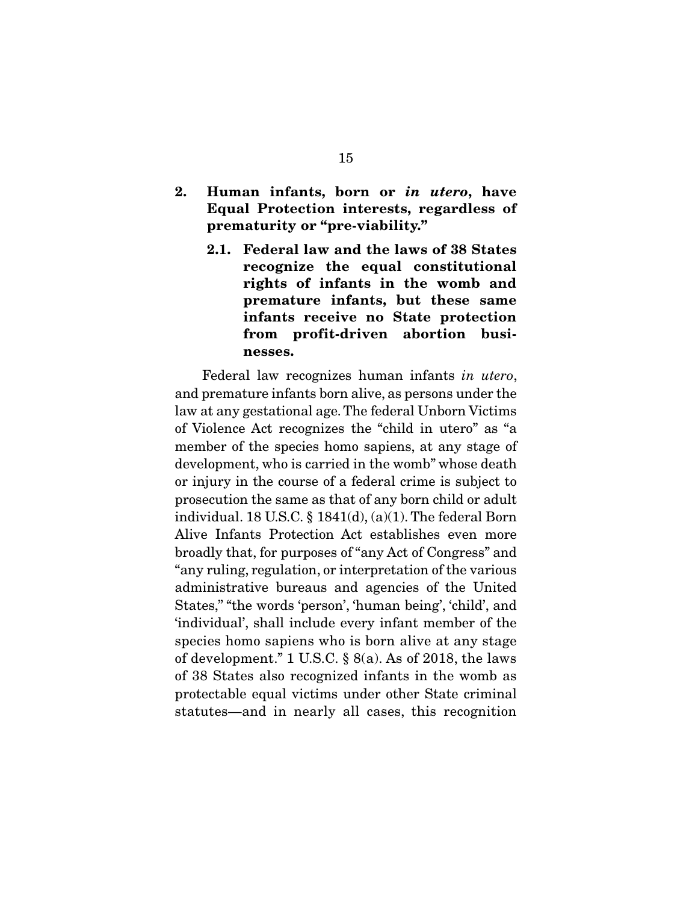### 2. Human infants, born or *in utero*, have Equal Protection interests, regardless of prematurity or "pre-viability."

#### 2.1. Federal law and the laws of 38 States recognize the equal constitutional rights of infants in the womb and premature infants, but these same infants receive no State protection from profit-driven abortion businesses.

Federal law recognizes human infants *in utero*, and premature infants born alive, as persons under the law at any gestational age. The federal Unborn Victims of Violence Act recognizes the "child in utero" as "a member of the species homo sapiens, at any stage of development, who is carried in the womb" whose death or injury in the course of a federal crime is subject to prosecution the same as that of any born child or adult individual. 18 U.S.C. § 1841(d), (a)(1). The federal Born Alive Infants Protection Act establishes even more broadly that, for purposes of "any Act of Congress" and "any ruling, regulation, or interpretation of the various administrative bureaus and agencies of the United States," "the words 'person', 'human being', 'child', and 'individual', shall include every infant member of the species homo sapiens who is born alive at any stage of development." 1 U.S.C. § 8(a). As of 2018, the laws of 38 States also recognized infants in the womb as protectable equal victims under other State criminal statutes—and in nearly all cases, this recognition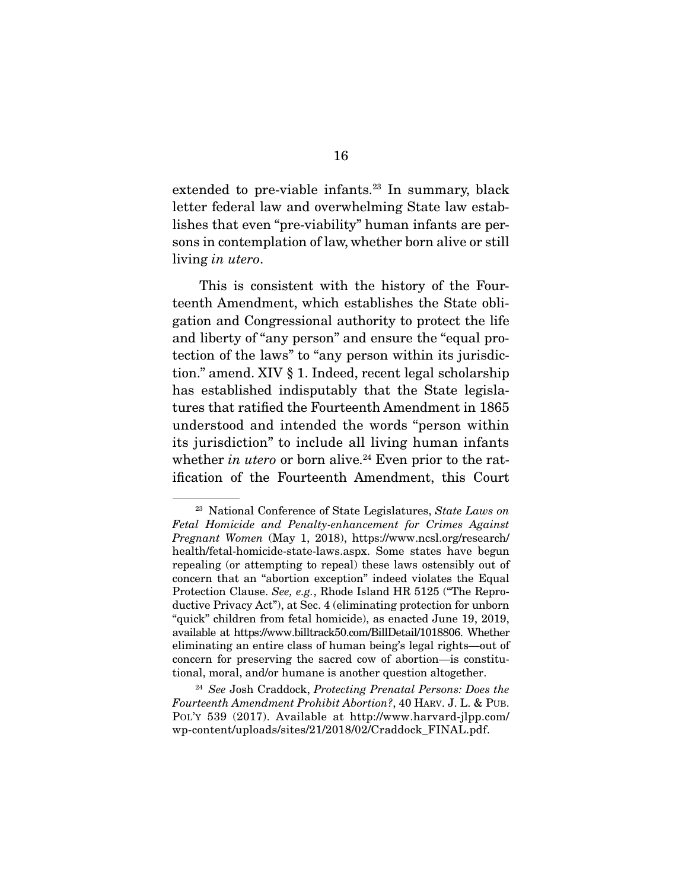extended to pre-viable infants.[23] In summary, black letter federal law and overwhelming State law establishes that even "pre-viability" human infants are persons in contemplation of law, whether born alive or still living *in utero*.

This is consistent with the history of the Fourteenth Amendment, which establishes the State obligation and Congressional authority to protect the life and liberty of "any person" and ensure the "equal protection of the laws" to "any person within its jurisdiction." amend. XIV § 1. Indeed, recent legal scholarship has established indisputably that the State legislatures that ratified the Fourteenth Amendment in 1865 understood and intended the words "person within its jurisdiction" to include all living human infants whether *in utero* or born alive.[24] Even prior to the ratification of the Fourteenth Amendment, this Court

---

[23] National Conference of State Legislatures, *State Laws on Fetal Homicide and Penalty-enhancement for Crimes Against Pregnant Women* (May 1, 2018), https://www.ncsl.org/research/health/fetal-homicide-state-laws.aspx. Some states have begun repealing (or attempting to repeal) these laws ostensibly out of concern that an "abortion exception" indeed violates the Equal Protection Clause. *See, e.g.*, Rhode Island HR 5125 ("The Reproductive Privacy Act"), at Sec. 4 (eliminating protection for unborn "quick" children from fetal homicide), as enacted June 19, 2019, available at https://www.billtrack50.com/BillDetail/1018806. Whether eliminating an entire class of human being's legal rights—out of concern for preserving the sacred cow of abortion—is constitutional, moral, and/or humane is another question altogether.

[24] *See* Josh Craddock, *Protecting Prenatal Persons: Does the Fourteenth Amendment Prohibit Abortion?*, 40 HARV. J. L. & PUB. POL'Y 539 (2017). Available at http://www.harvard-jlpp.com/wp-content/uploads/sites/21/2018/02/Craddock_FINAL.pdf.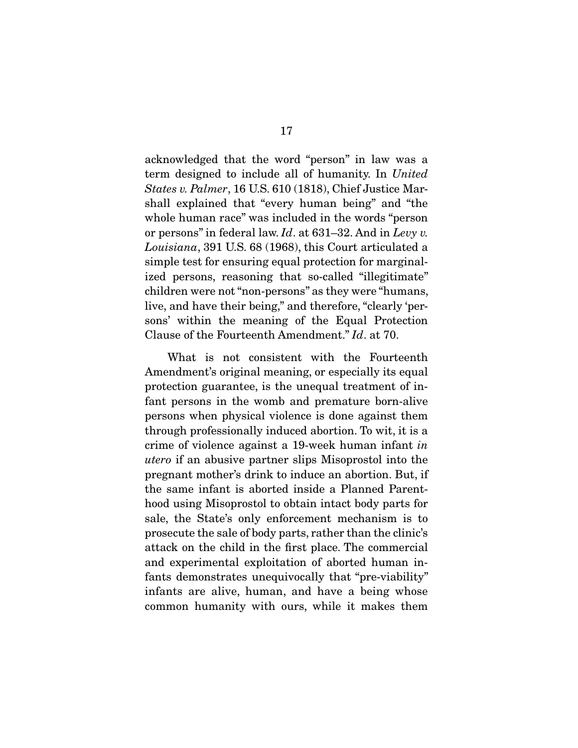acknowledged that the word "person" in law was a term designed to include all of humanity. In *United States v. Palmer*, 16 U.S. 610 (1818), Chief Justice Marshall explained that "every human being" and "the whole human race" was included in the words "person or persons" in federal law. *Id*. at 631–32. And in *Levy v. Louisiana*, 391 U.S. 68 (1968), this Court articulated a simple test for ensuring equal protection for marginalized persons, reasoning that so-called "illegitimate" children were not "non-persons" as they were "humans, live, and have their being," and therefore, "clearly 'persons' within the meaning of the Equal Protection Clause of the Fourteenth Amendment." *Id*. at 70.

What is not consistent with the Fourteenth Amendment's original meaning, or especially its equal protection guarantee, is the unequal treatment of infant persons in the womb and premature born-alive persons when physical violence is done against them through professionally induced abortion. To wit, it is a crime of violence against a 19-week human infant *in utero* if an abusive partner slips Misoprostol into the pregnant mother's drink to induce an abortion. But, if the same infant is aborted inside a Planned Parenthood using Misoprostol to obtain intact body parts for sale, the State's only enforcement mechanism is to prosecute the sale of body parts, rather than the clinic's attack on the child in the first place. The commercial and experimental exploitation of aborted human infants demonstrates unequivocally that "pre-viability" infants are alive, human, and have a being whose common humanity with ours, while it makes them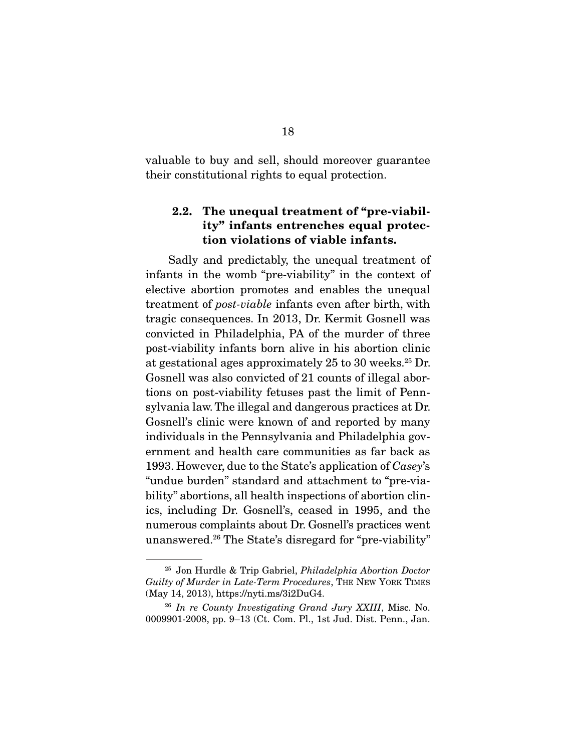valuable to buy and sell, should moreover guarantee their constitutional rights to equal protection.

### 2.2. The unequal treatment of "pre-viability" infants entrenches equal protection violations of viable infants.

Sadly and predictably, the unequal treatment of infants in the womb "pre-viability" in the context of elective abortion promotes and enables the unequal treatment of *post-viable* infants even after birth, with tragic consequences. In 2013, Dr. Kermit Gosnell was convicted in Philadelphia, PA of the murder of three post-viability infants born alive in his abortion clinic at gestational ages approximately 25 to 30 weeks.[25] Dr. Gosnell was also convicted of 21 counts of illegal abortions on post-viability fetuses past the limit of Pennsylvania law. The illegal and dangerous practices at Dr. Gosnell's clinic were known of and reported by many individuals in the Pennsylvania and Philadelphia government and health care communities as far back as 1993. However, due to the State's application of *Casey*'s "undue burden" standard and attachment to "pre-viability" abortions, all health inspections of abortion clinics, including Dr. Gosnell's, ceased in 1995, and the numerous complaints about Dr. Gosnell's practices went unanswered.[26] The State's disregard for "pre-viability"

---

[25] Jon Hurdle & Trip Gabriel, *Philadelphia Abortion Doctor Guilty of Murder in Late-Term Procedures*, THE NEW YORK TIMES (May 14, 2013), https://nyti.ms/3i2DuG4.

[26] *In re County Investigating Grand Jury XXIII*, Misc. No. 0009901-2008, pp. 9–13 (Ct. Com. Pl., 1st Jud. Dist. Penn., Jan.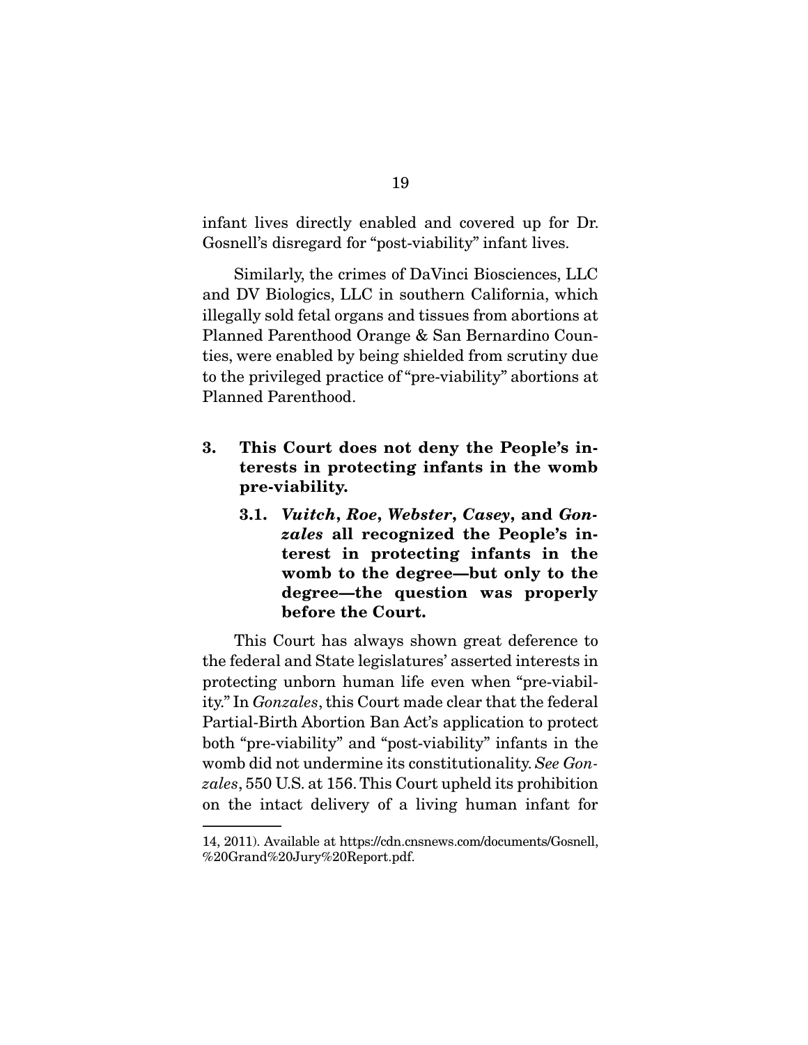infant lives directly enabled and covered up for Dr. Gosnell's disregard for "post-viability" infant lives.

Similarly, the crimes of DaVinci Biosciences, LLC and DV Biologics, LLC in southern California, which illegally sold fetal organs and tissues from abortions at Planned Parenthood Orange & San Bernardino Counties, were enabled by being shielded from scrutiny due to the privileged practice of "pre-viability" abortions at Planned Parenthood.

## 3. This Court does not deny the People's interests in protecting infants in the womb pre-viability.

### 3.1. *Vuitch*, *Roe*, *Webster*, *Casey*, and *Gonzales* all recognized the People's interest in protecting infants in the womb to the degree—but only to the degree—the question was properly before the Court.

This Court has always shown great deference to the federal and State legislatures' asserted interests in protecting unborn human life even when "pre-viability." In *Gonzales*, this Court made clear that the federal Partial-Birth Abortion Ban Act's application to protect both "pre-viability" and "post-viability" infants in the womb did not undermine its constitutionality. *See Gonzales*, 550 U.S. at 156. This Court upheld its prohibition on the intact delivery of a living human infant for

14, 2011). Available at https://cdn.cnsnews.com/documents/Gosnell,%20Grand%20Jury%20Report.pdf.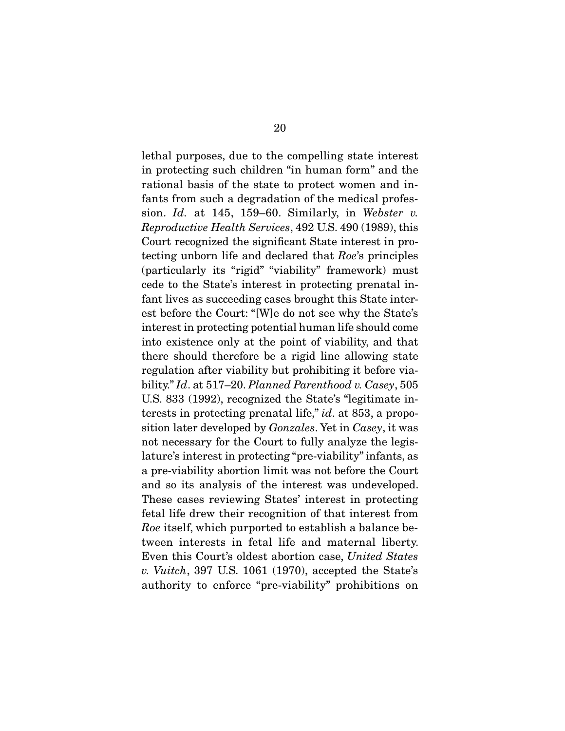lethal purposes, due to the compelling state interest in protecting such children "in human form" and the rational basis of the state to protect women and infants from such a degradation of the medical profession. *Id.* at 145, 159–60. Similarly, in *Webster v. Reproductive Health Services*, 492 U.S. 490 (1989), this Court recognized the significant State interest in protecting unborn life and declared that *Roe*'s principles (particularly its "rigid" "viability" framework) must cede to the State's interest in protecting prenatal infant lives as succeeding cases brought this State interest before the Court: "[W]e do not see why the State's interest in protecting potential human life should come into existence only at the point of viability, and that there should therefore be a rigid line allowing state regulation after viability but prohibiting it before viability." *Id*. at 517–20. *Planned Parenthood v. Casey*, 505 U.S. 833 (1992), recognized the State's "legitimate interests in protecting prenatal life," *id*. at 853, a proposition later developed by *Gonzales*. Yet in *Casey*, it was not necessary for the Court to fully analyze the legislature's interest in protecting "pre-viability" infants, as a pre-viability abortion limit was not before the Court and so its analysis of the interest was undeveloped. These cases reviewing States' interest in protecting fetal life drew their recognition of that interest from *Roe* itself, which purported to establish a balance between interests in fetal life and maternal liberty. Even this Court's oldest abortion case, *United States v. Vuitch*, 397 U.S. 1061 (1970), accepted the State's authority to enforce "pre-viability" prohibitions on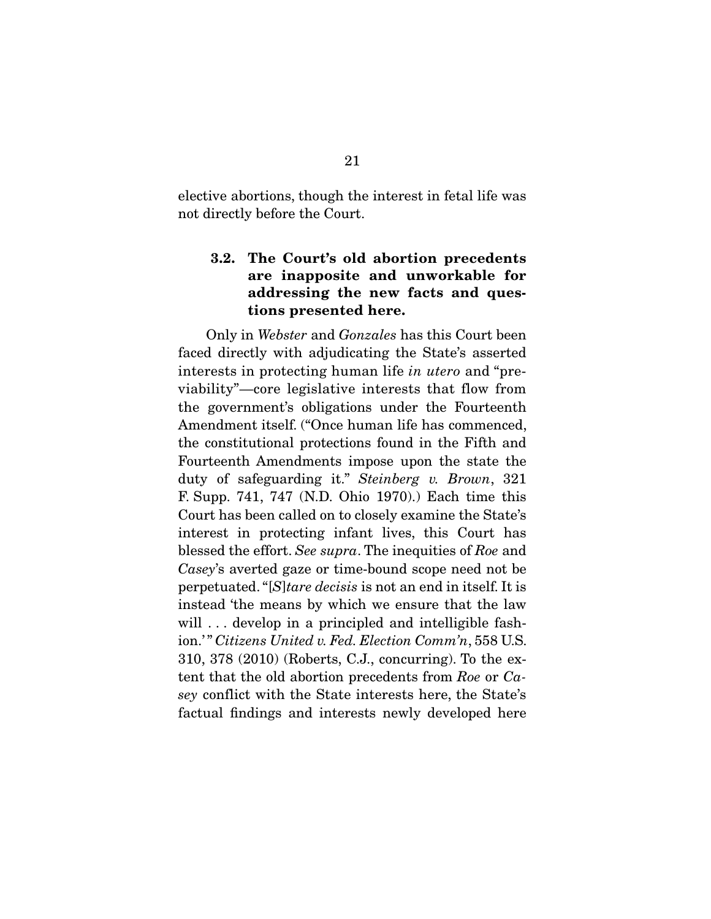elective abortions, though the interest in fetal life was not directly before the Court.

### 3.2. The Court's old abortion precedents are inapposite and unworkable for addressing the new facts and questions presented here.

Only in *Webster* and *Gonzales* has this Court been faced directly with adjudicating the State's asserted interests in protecting human life *in utero* and "pre-viability"—core legislative interests that flow from the government's obligations under the Fourteenth Amendment itself. ("Once human life has commenced, the constitutional protections found in the Fifth and Fourteenth Amendments impose upon the state the duty of safeguarding it." *Steinberg v. Brown*, 321 F. Supp. 741, 747 (N.D. Ohio 1970).) Each time this Court has been called on to closely examine the State's interest in protecting infant lives, this Court has blessed the effort. *See supra*. The inequities of *Roe* and *Casey*'s averted gaze or time-bound scope need not be perpetuated. "[*S*]*tare decisis* is not an end in itself. It is instead 'the means by which we ensure that the law will . . . develop in a principled and intelligible fashion.'" *Citizens United v. Fed. Election Comm'n*, 558 U.S. 310, 378 (2010) (Roberts, C.J., concurring). To the extent that the old abortion precedents from *Roe* or *Casey* conflict with the State interests here, the State's factual findings and interests newly developed here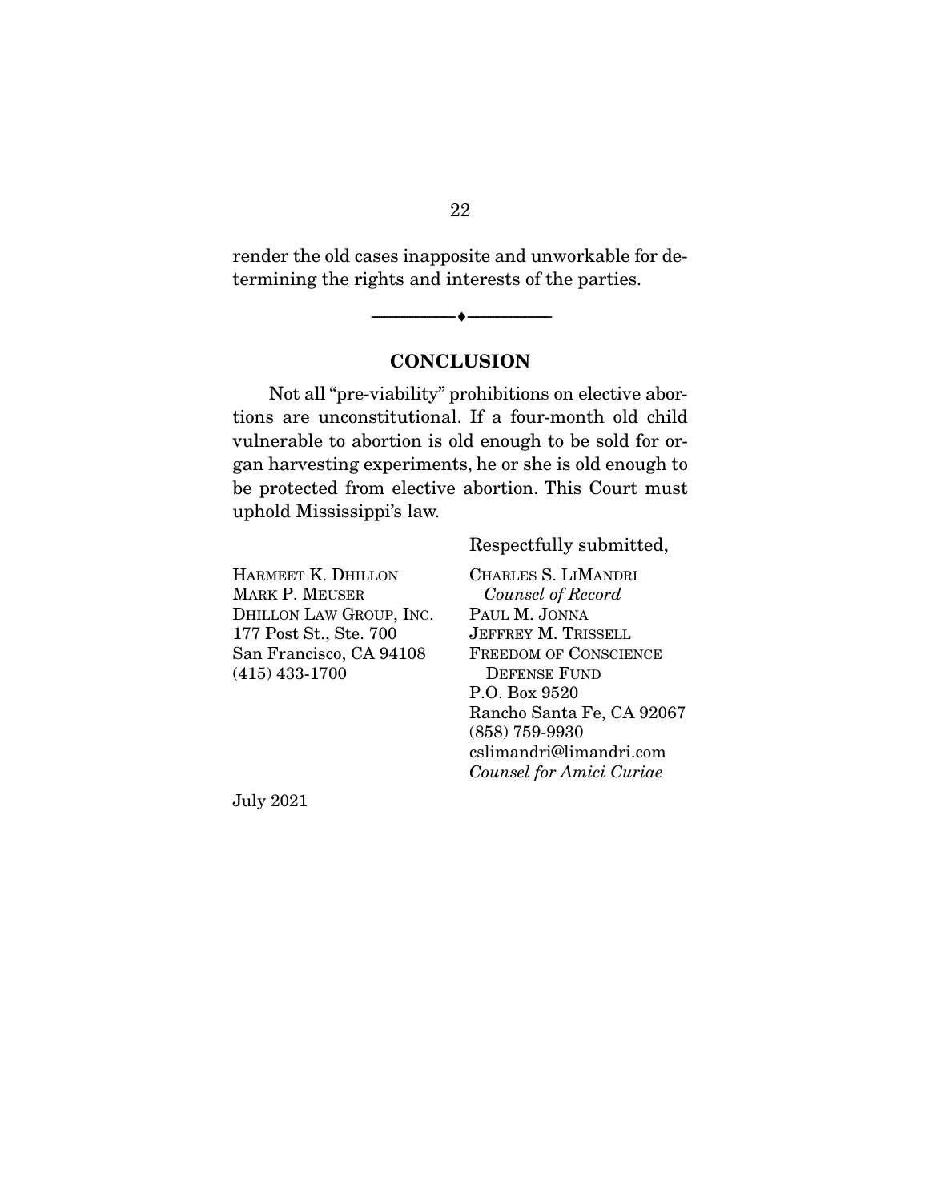render the old cases inapposite and unworkable for determining the rights and interests of the parties.

---

## CONCLUSION

Not all "pre-viability" prohibitions on elective abortions are unconstitutional. If a four-month old child vulnerable to abortion is old enough to be sold for organ harvesting experiments, he or she is old enough to be protected from elective abortion. This Court must uphold Mississippi's law.

Respectfully submitted,

CHARLES S. LIMANDRI
*Counsel of Record*
PAUL M. JONNA
JEFFREY M. TRISSELL
FREEDOM OF CONSCIENCE DEFENSE FUND
P.O. Box 9520
Rancho Santa Fe, CA 92067
(858) 759-9930
cslimandri@limandri.com
*Counsel for Amici Curiae*

HARMEET K. DHILLON
MARK P. MEUSER
DHILLON LAW GROUP, INC.
177 Post St., Ste. 700
San Francisco, CA 94108
(415) 433-1700

July 2021